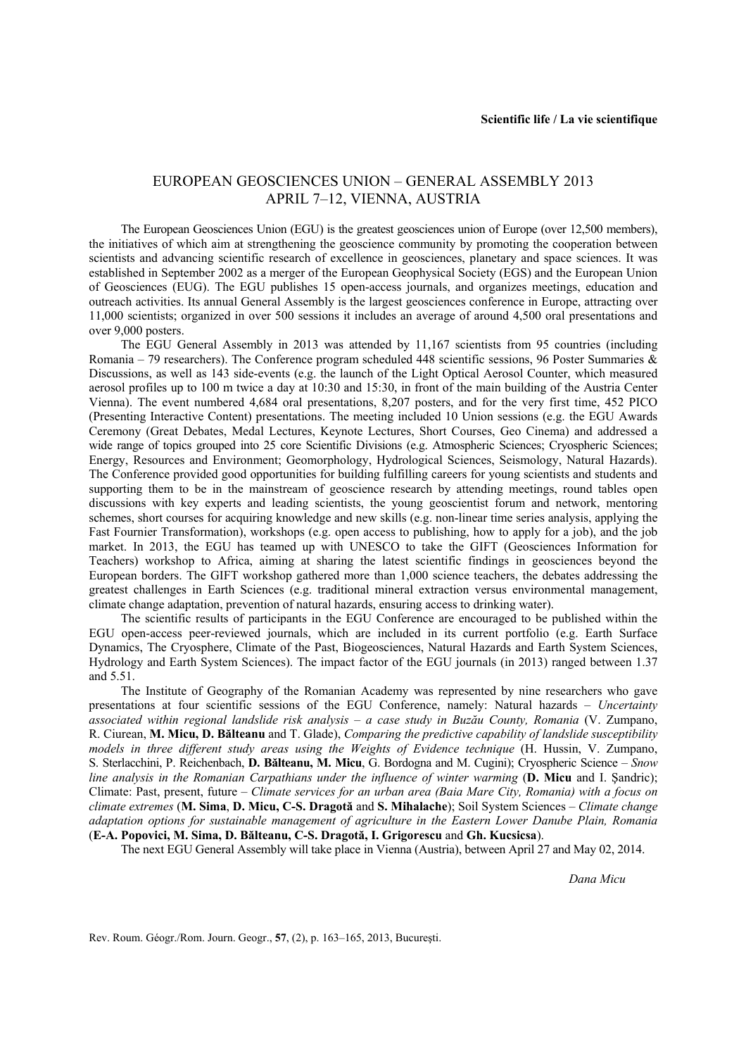**Scientific life / La vie scientifique**

# EUROPEAN GEOSCIENCES UNION – GENERAL ASSEMBLY 2013 APRIL 7–12, VIENNA, AUSTRIA

The European Geosciences Union (EGU) is the greatest geosciences union of Europe (over 12,500 members), the initiatives of which aim at strengthening the geoscience community by promoting the cooperation between scientists and advancing scientific research of excellence in geosciences, planetary and space sciences. It was established in September 2002 as a merger of the European Geophysical Society (EGS) and the European Union of Geosciences (EUG). The EGU publishes 15 open-access journals, and organizes meetings, education and outreach activities. Its annual General Assembly is the largest geosciences conference in Europe, attracting over 11,000 scientists; organized in over 500 sessions it includes an average of around 4,500 oral presentations and over 9,000 posters.

The EGU General Assembly in 2013 was attended by 11,167 scientists from 95 countries (including Romania – 79 researchers). The Conference program scheduled 448 scientific sessions, 96 Poster Summaries & Discussions, as well as 143 side-events (e.g. the launch of the Light Optical Aerosol Counter, which measured aerosol profiles up to 100 m twice a day at 10:30 and 15:30, in front of the main building of the Austria Center Vienna). The event numbered 4,684 oral presentations, 8,207 posters, and for the very first time, 452 PICO (Presenting Interactive Content) presentations. The meeting included 10 Union sessions (e.g. the EGU Awards Ceremony (Great Debates, Medal Lectures, Keynote Lectures, Short Courses, Geo Cinema) and addressed a wide range of topics grouped into 25 core Scientific Divisions (e.g. Atmospheric Sciences; Cryospheric Sciences; Energy, Resources and Environment; Geomorphology, Hydrological Sciences, Seismology, Natural Hazards). The Conference provided good opportunities for building fulfilling careers for young scientists and students and supporting them to be in the mainstream of geoscience research by attending meetings, round tables open discussions with key experts and leading scientists, the young geoscientist forum and network, mentoring schemes, short courses for acquiring knowledge and new skills (e.g. non-linear time series analysis, applying the Fast Fournier Transformation), workshops (e.g. open access to publishing, how to apply for a job), and the job market. In 2013, the EGU has teamed up with UNESCO to take the GIFT (Geosciences Information for Teachers) workshop to Africa, aiming at sharing the latest scientific findings in geosciences beyond the European borders. The GIFT workshop gathered more than 1,000 science teachers, the debates addressing the greatest challenges in Earth Sciences (e.g. traditional mineral extraction versus environmental management, climate change adaptation, prevention of natural hazards, ensuring access to drinking water).

The scientific results of participants in the EGU Conference are encouraged to be published within the EGU open-access peer-reviewed journals, which are included in its current portfolio (e.g. Earth Surface Dynamics, The Cryosphere, Climate of the Past, Biogeosciences, Natural Hazards and Earth System Sciences, Hydrology and Earth System Sciences). The impact factor of the EGU journals (in 2013) ranged between 1.37 and 5.51.

The Institute of Geography of the Romanian Academy was represented by nine researchers who gave presentations at four scientific sessions of the EGU Conference, namely: Natural hazards – *Uncertainty associated within regional landslide risk analysis – a case study in Buzău County, Romania* (V. Zumpano, R. Ciurean, **M. Micu, D. Bălteanu** and T. Glade), *Comparing the predictive capability of landslide susceptibility models in three different study areas using the Weights of Evidence technique* (H. Hussin, V. Zumpano, S. Sterlacchini, P. Reichenbach, **D. Bălteanu, M. Micu**, G. Bordogna and M. Cugini); Cryospheric Science – *Snow line analysis in the Romanian Carpathians under the influence of winter warming* (**D. Micu** and I. Șandric); Climate: Past, present, future – *Climate services for an urban area (Baia Mare City, Romania) with a focus on climate extremes* (**M. Sima**, **D. Micu, C-S. Dragotă** and **S. Mihalache**); Soil System Sciences – *Climate change adaptation options for sustainable management of agriculture in the Eastern Lower Danube Plain, Romania* (**E-A. Popovici, M. Sima, D. Bălteanu, C-S. Dragotă, I. Grigorescu** and **Gh. Kucsicsa**).

The next EGU General Assembly will take place in Vienna (Austria), between April 27 and May 02, 2014.

*Dana Micu*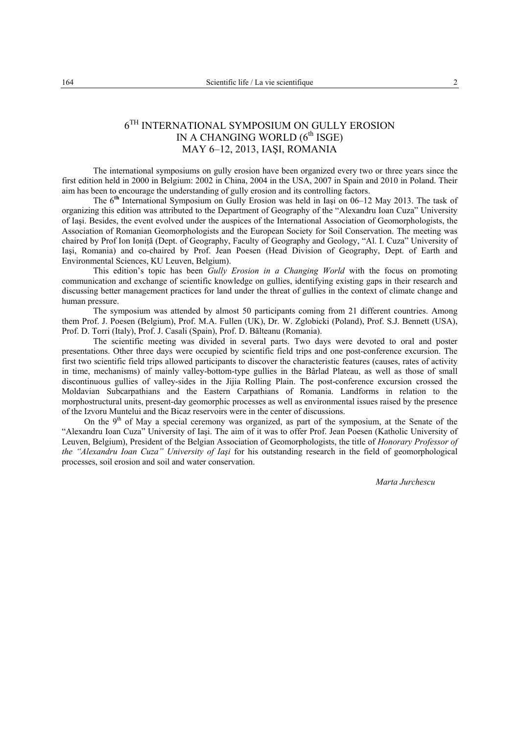# 6TH INTERNATIONAL SYMPOSIUM ON GULLY EROSION IN A CHANGING WORLD (6th ISGE) MAY 6–12, 2013, IAŞI, ROMANIA

The international symposiums on gully erosion have been organized every two or three years since the first edition held in 2000 in Belgium: 2002 in China, 2004 in the USA, 2007 in Spain and 2010 in Poland. Their aim has been to encourage the understanding of gully erosion and its controlling factors.

The 6th International Symposium on Gully Erosion was held in Iaşi on 06–12 May 2013. The task of organizing this edition was attributed to the Department of Geography of the "Alexandru Ioan Cuza" University of Iaşi. Besides, the event evolved under the auspices of the International Association of Geomorphologists, the Association of Romanian Geomorphologists and the European Society for Soil Conservation. The meeting was chaired by Prof Ion Ioniță (Dept. of Geography, Faculty of Geography and Geology, "Al. I. Cuza" University of Iaşi, Romania) and co-chaired by Prof. Jean Poesen (Head Division of Geography, Dept. of Earth and Environmental Sciences, KU Leuven, Belgium).

This edition's topic has been *Gully Erosion in a Changing World* with the focus on promoting communication and exchange of scientific knowledge on gullies, identifying existing gaps in their research and discussing better management practices for land under the threat of gullies in the context of climate change and human pressure.

The symposium was attended by almost 50 participants coming from 21 different countries. Among them Prof. J. Poesen (Belgium), Prof. M.A. Fullen (UK), Dr. W. Zglobicki (Poland), Prof. S.J. Bennett (USA), Prof. D. Torri (Italy), Prof. J. Casali (Spain), Prof. D. Bălteanu (Romania).

The scientific meeting was divided in several parts. Two days were devoted to oral and poster presentations. Other three days were occupied by scientific field trips and one post-conference excursion. The first two scientific field trips allowed participants to discover the characteristic features (causes, rates of activity in time, mechanisms) of mainly valley-bottom-type gullies in the Bârlad Plateau, as well as those of small discontinuous gullies of valley-sides in the Jijia Rolling Plain. The post-conference excursion crossed the Moldavian Subcarpathians and the Eastern Carpathians of Romania. Landforms in relation to the morphostructural units, present-day geomorphic processes as well as environmental issues raised by the presence of the Izvoru Muntelui and the Bicaz reservoirs were in the center of discussions.

On the 9th of May a special ceremony was organized, as part of the symposium, at the Senate of the "Alexandru Ioan Cuza" University of Iaşi. The aim of it was to offer Prof. Jean Poesen (Katholic University of Leuven, Belgium), President of the Belgian Association of Geomorphologists, the title of *Honorary Professor of the "Alexandru Ioan Cuza" University of Iaşi* for his outstanding research in the field of geomorphological processes, soil erosion and soil and water conservation.

*Marta Jurchescu*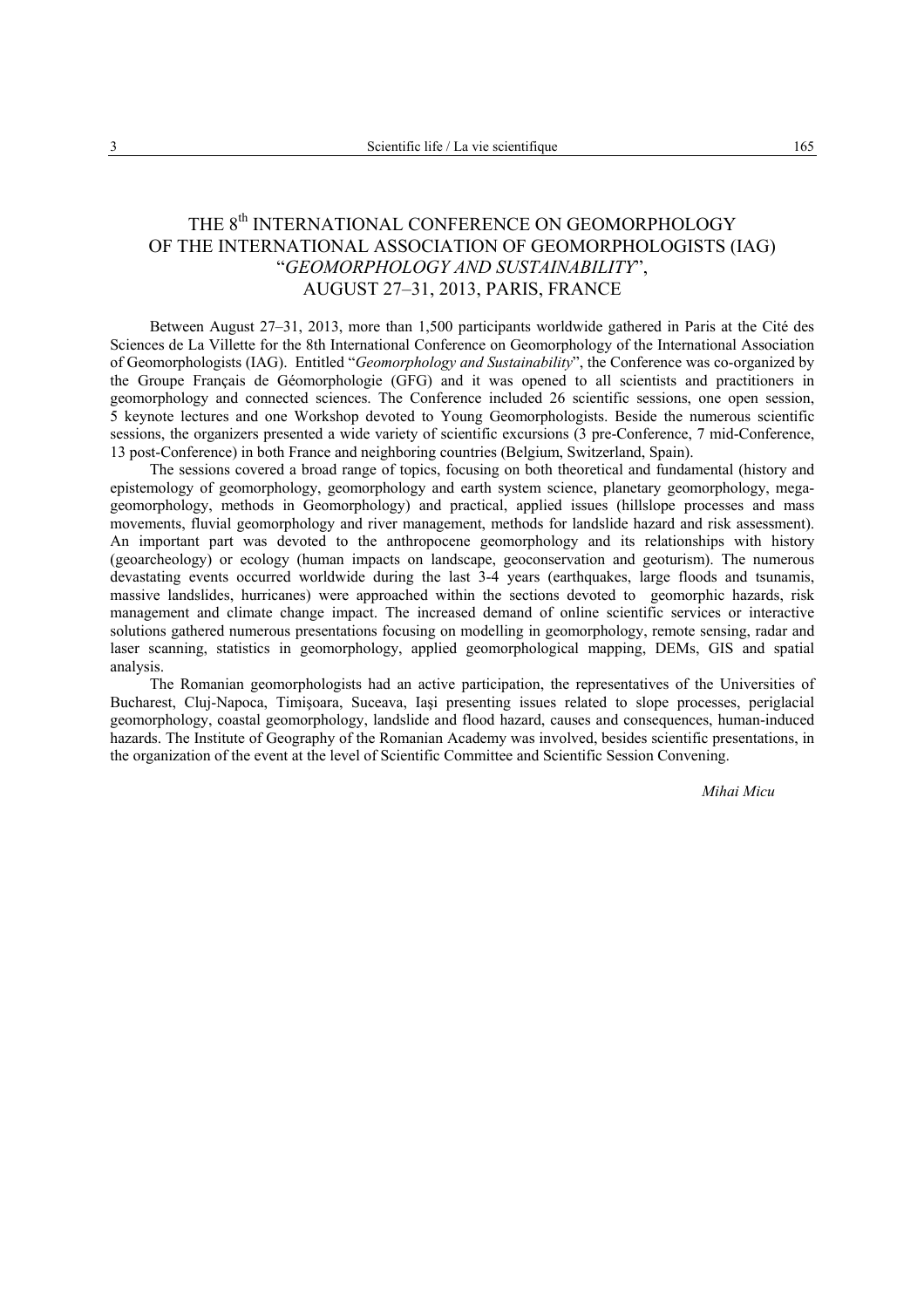## THE 8th INTERNATIONAL CONFERENCE ON GEOMORPHOLOGY OF THE INTERNATIONAL ASSOCIATION OF GEOMORPHOLOGISTS (IAG) "*GEOMORPHOLOGY AND SUSTAINABILITY*", AUGUST 27–31, 2013, PARIS, FRANCE

Between August 27–31, 2013, more than 1,500 participants worldwide gathered in Paris at the Cité des Sciences de La Villette for the 8th International Conference on Geomorphology of the International Association of Geomorphologists (IAG). Entitled "*Geomorphology and Sustainability*", the Conference was co-organized by the Groupe Français de Géomorphologie (GFG) and it was opened to all scientists and practitioners in geomorphology and connected sciences. The Conference included 26 scientific sessions, one open session, 5 keynote lectures and one Workshop devoted to Young Geomorphologists. Beside the numerous scientific sessions, the organizers presented a wide variety of scientific excursions (3 pre-Conference, 7 mid-Conference, 13 post-Conference) in both France and neighboring countries (Belgium, Switzerland, Spain).

The sessions covered a broad range of topics, focusing on both theoretical and fundamental (history and epistemology of geomorphology, geomorphology and earth system science, planetary geomorphology, mega-geomorphology, methods in Geomorphology) and practical, applied issues (hillslope processes and mass movements, fluvial geomorphology and river management, methods for landslide hazard and risk assessment). An important part was devoted to the anthropocene geomorphology and its relationships with history (geoarcheology) or ecology (human impacts on landscape, geoconservation and geoturism). The numerous devastating events occurred worldwide during the last 3-4 years (earthquakes, large floods and tsunamis, massive landslides, hurricanes) were approached within the sections devoted to geomorphic hazards, risk management and climate change impact. The increased demand of online scientific services or interactive solutions gathered numerous presentations focusing on modelling in geomorphology, remote sensing, radar and laser scanning, statistics in geomorphology, applied geomorphological mapping, DEMs, GIS and spatial analysis.

The Romanian geomorphologists had an active participation, the representatives of the Universities of Bucharest, Cluj-Napoca, Timişoara, Suceava, Iaşi presenting issues related to slope processes, periglacial geomorphology, coastal geomorphology, landslide and flood hazard, causes and consequences, human-induced hazards. The Institute of Geography of the Romanian Academy was involved, besides scientific presentations, in the organization of the event at the level of Scientific Committee and Scientific Session Convening.

*Mihai Micu*